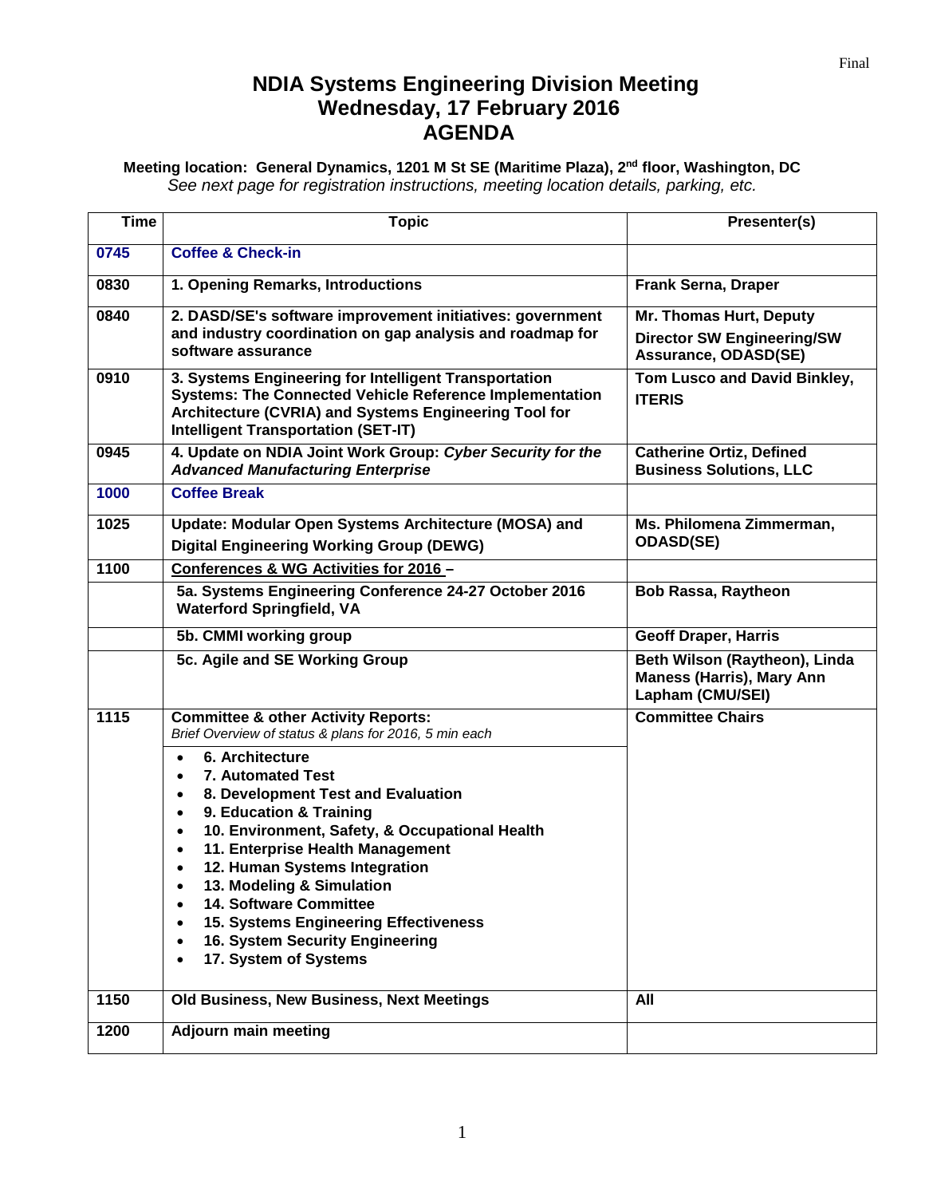Final

# NDIA Systems Engineering Division Meeting
# Wednesday, 17 February 2016
# AGENDA

**Meeting location: General Dynamics, 1201 M St SE (Maritime Plaza), 2nd floor, Washington, DC**
*See next page for registration instructions, meeting location details, parking, etc.*

| Time | Topic | Presenter(s) |
|---|---|---|
| **0745** | **Coffee & Check-in** | |
| **0830** | **1. Opening Remarks, Introductions** | **Frank Serna, Draper** |
| **0840** | **2. DASD/SE's software improvement initiatives: government and industry coordination on gap analysis and roadmap for software assurance** | **Mr. Thomas Hurt, Deputy Director SW Engineering/SW Assurance, ODASD(SE)** |
| **0910** | **3. Systems Engineering for Intelligent Transportation Systems: The Connected Vehicle Reference Implementation Architecture (CVRIA) and Systems Engineering Tool for Intelligent Transportation (SET-IT)** | **Tom Lusco and David Binkley, ITERIS** |
| **0945** | **4. Update on NDIA Joint Work Group: *Cyber Security for the Advanced Manufacturing Enterprise*** | **Catherine Ortiz, Defined Business Solutions, LLC** |
| **1000** | **Coffee Break** | |
| **1025** | **Update: Modular Open Systems Architecture (MOSA) and Digital Engineering Working Group (DEWG)** | **Ms. Philomena Zimmerman, ODASD(SE)** |
| **1100** | **Conferences & WG Activities for 2016 –** | |
| | **5a. Systems Engineering Conference 24-27 October 2016 Waterford Springfield, VA** | **Bob Rassa, Raytheon** |
| | **5b. CMMI working group** | **Geoff Draper, Harris** |
| | **5c. Agile and SE Working Group** | **Beth Wilson (Raytheon), Linda Maness (Harris), Mary Ann Lapham (CMU/SEI)** |
| **1115** | **Committee & other Activity Reports:** *Brief Overview of status & plans for 2016, 5 min each*<br>• **6. Architecture**<br>• **7. Automated Test**<br>• **8. Development Test and Evaluation**<br>• **9. Education & Training**<br>• **10. Environment, Safety, & Occupational Health**<br>• **11. Enterprise Health Management**<br>• **12. Human Systems Integration**<br>• **13. Modeling & Simulation**<br>• **14. Software Committee**<br>• **15. Systems Engineering Effectiveness**<br>• **16. System Security Engineering**<br>• **17. System of Systems** | **Committee Chairs** |
| **1150** | **Old Business, New Business, Next Meetings** | **All** |
| **1200** | **Adjourn main meeting** | |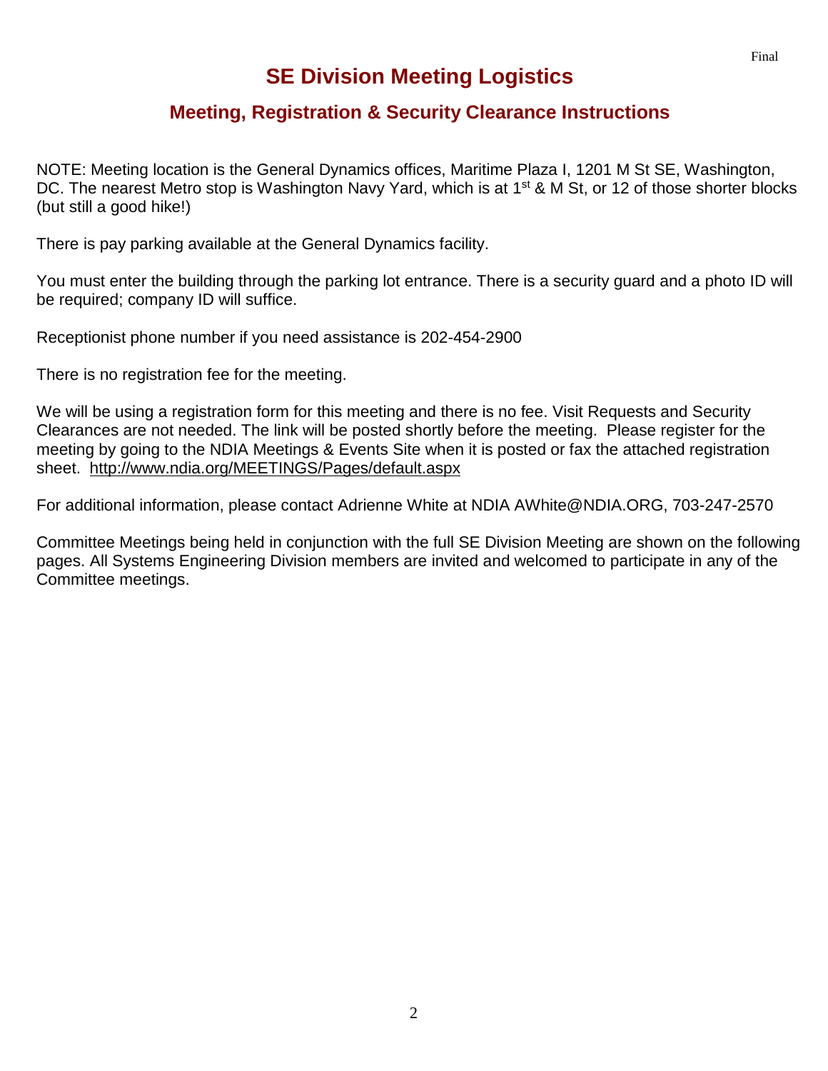# SE Division Meeting Logistics

## Meeting, Registration & Security Clearance Instructions

NOTE: Meeting location is the General Dynamics offices, Maritime Plaza I, 1201 M St SE, Washington, DC. The nearest Metro stop is Washington Navy Yard, which is at 1st & M St, or 12 of those shorter blocks (but still a good hike!)

There is pay parking available at the General Dynamics facility.

You must enter the building through the parking lot entrance. There is a security guard and a photo ID will be required; company ID will suffice.

Receptionist phone number if you need assistance is 202-454-2900

There is no registration fee for the meeting.

We will be using a registration form for this meeting and there is no fee. Visit Requests and Security Clearances are not needed. The link will be posted shortly before the meeting. Please register for the meeting by going to the NDIA Meetings & Events Site when it is posted or fax the attached registration sheet. http://www.ndia.org/MEETINGS/Pages/default.aspx

For additional information, please contact Adrienne White at NDIA AWhite@NDIA.ORG, 703-247-2570

Committee Meetings being held in conjunction with the full SE Division Meeting are shown on the following pages. All Systems Engineering Division members are invited and welcomed to participate in any of the Committee meetings.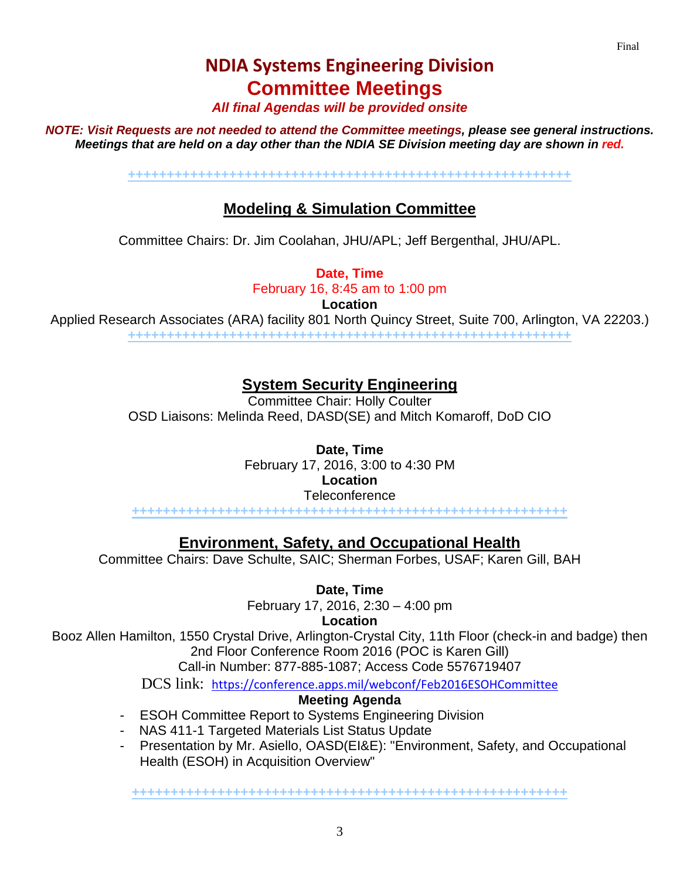# NDIA Systems Engineering Division

## Committee Meetings

***All final Agendas will be provided onsite***

***NOTE: Visit Requests are not needed to attend the Committee meetings, please see general instructions. Meetings that are held on a day other than the NDIA SE Division meeting day are shown in red.***

++++++++++++++++++++++++++++++++++++++++++++++++++++++++++++

### Modeling & Simulation Committee

Committee Chairs: Dr. Jim Coolahan, JHU/APL; Jeff Bergenthal, JHU/APL.

**Date, Time**

February 16, 8:45 am to 1:00 pm

**Location**

Applied Research Associates (ARA) facility 801 North Quincy Street, Suite 700, Arlington, VA 22203.)

++++++++++++++++++++++++++++++++++++++++++++++++++++++++++++

### System Security Engineering

Committee Chair: Holly Coulter

OSD Liaisons: Melinda Reed, DASD(SE) and Mitch Komaroff, DoD CIO

**Date, Time**

February 17, 2016, 3:00 to 4:30 PM

**Location**

Teleconference

++++++++++++++++++++++++++++++++++++++++++++++++++++++++++++

### Environment, Safety, and Occupational Health

Committee Chairs: Dave Schulte, SAIC; Sherman Forbes, USAF; Karen Gill, BAH

**Date, Time**

February 17, 2016, 2:30 – 4:00 pm

**Location**

Booz Allen Hamilton, 1550 Crystal Drive, Arlington-Crystal City, 11th Floor (check-in and badge) then 2nd Floor Conference Room 2016 (POC is Karen Gill)

Call-in Number: 877-885-1087; Access Code 5576719407

DCS link: https://conference.apps.mil/webconf/Feb2016ESOHCommittee

**Meeting Agenda**

- ESOH Committee Report to Systems Engineering Division
- NAS 411-1 Targeted Materials List Status Update
- Presentation by Mr. Asiello, OASD(EI&E): "Environment, Safety, and Occupational Health (ESOH) in Acquisition Overview"

++++++++++++++++++++++++++++++++++++++++++++++++++++++++++++